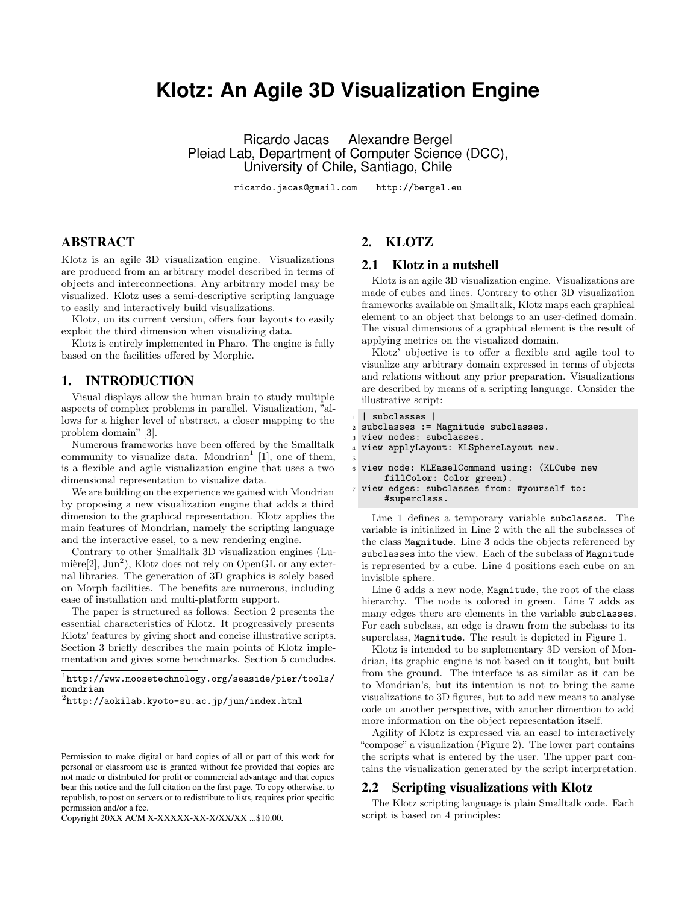# Klotz: An Agile 3D Visualization Engine

Ricardo Jacas   Alexandre Bergel
Pleiad Lab, Department of Computer Science (DCC),
University of Chile, Santiago, Chile

ricardo.jacas@gmail.com   http://bergel.eu

## ABSTRACT

Klotz is an agile 3D visualization engine. Visualizations are produced from an arbitrary model described in terms of objects and interconnections. Any arbitrary model may be visualized. Klotz uses a semi-descriptive scripting language to easily and interactively build visualizations.

Klotz, on its current version, offers four layouts to easily exploit the third dimension when visualizing data.

Klotz is entirely implemented in Pharo. The engine is fully based on the facilities offered by Morphic.

## 1. INTRODUCTION

Visual displays allow the human brain to study multiple aspects of complex problems in parallel. Visualization, "allows for a higher level of abstract, a closer mapping to the problem domain" [3].

Numerous frameworks have been offered by the Smalltalk community to visualize data. Mondrian[1] [1], one of them, is a flexible and agile visualization engine that uses a two dimensional representation to visualize data.

We are building on the experience we gained with Mondrian by proposing a new visualization engine that adds a third dimension to the graphical representation. Klotz applies the main features of Mondrian, namely the scripting language and the interactive easel, to a new rendering engine.

Contrary to other Smalltalk 3D visualization engines (Lumière[2], Jun[2]), Klotz does not rely on OpenGL or any external libraries. The generation of 3D graphics is solely based on Morph facilities. The benefits are numerous, including ease of installation and multi-platform support.

The paper is structured as follows: Section 2 presents the essential characteristics of Klotz. It progressively presents Klotz' features by giving short and concise illustrative scripts. Section 3 briefly describes the main points of Klotz implementation and gives some benchmarks. Section 5 concludes.

[1]http://www.moosetechnology.org/seaside/pier/tools/mondrian

[2]http://aokilab.kyoto-su.ac.jp/jun/index.html

Permission to make digital or hard copies of all or part of this work for personal or classroom use is granted without fee provided that copies are not made or distributed for profit or commercial advantage and that copies bear this notice and the full citation on the first page. To copy otherwise, to republish, to post on servers or to redistribute to lists, requires prior specific permission and/or a fee.
Copyright 20XX ACM X-XXXXX-XX-X/XX/XX ...$10.00.

## 2. KLOTZ

### 2.1 Klotz in a nutshell

Klotz is an agile 3D visualization engine. Visualizations are made of cubes and lines. Contrary to other 3D visualization frameworks available on Smalltalk, Klotz maps each graphical element to an object that belongs to an user-defined domain. The visual dimensions of a graphical element is the result of applying metrics on the visualized domain.

Klotz' objective is to offer a flexible and agile tool to visualize any arbitrary domain expressed in terms of objects and relations without any prior preparation. Visualizations are described by means of a scripting language. Consider the illustrative script:

```
1 | subclasses |
2 subclasses := Magnitude subclasses.
3 view nodes: subclasses.
4 view applyLayout: KLSphereLayout new.
5
6 view node: KLEaselCommand using: (KLCube new
     fillColor: Color green).
7 view edges: subclasses from: #yourself to:
     #superclass.
```

Line 1 defines a temporary variable `subclasses`. The variable is initialized in Line 2 with the all the subclasses of the class `Magnitude`. Line 3 adds the objects referenced by `subclasses` into the view. Each of the subclass of `Magnitude` is represented by a cube. Line 4 positions each cube on an invisible sphere.

Line 6 adds a new node, `Magnitude`, the root of the class hierarchy. The node is colored in green. Line 7 adds as many edges there are elements in the variable `subclasses`. For each subclass, an edge is drawn from the subclass to its superclass, `Magnitude`. The result is depicted in Figure 1.

Klotz is intended to be suplementary 3D version of Mondrian, its graphic engine is not based on it tought, but built from the ground. The interface is as similar as it can be to Mondrian's, but its intention is not to bring the same visualizations to 3D figures, but to add new means to analyse code on another perspective, with another dimention to add more information on the object representation itself.

Agility of Klotz is expressed via an easel to interactively "compose" a visualization (Figure 2). The lower part contains the scripts what is entered by the user. The upper part contains the visualization generated by the script interpretation.

### 2.2 Scripting visualizations with Klotz

The Klotz scripting language is plain Smalltalk code. Each script is based on 4 principles: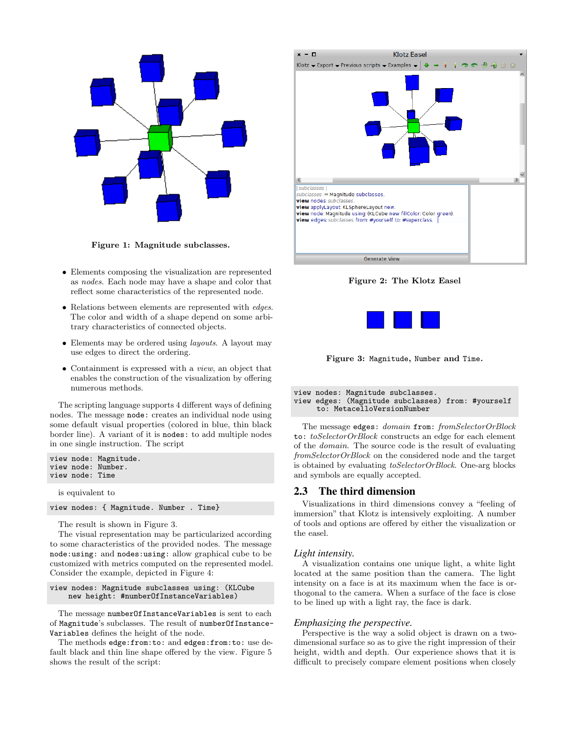Figure 1: Magnitude subclasses.

- Elements composing the visualization are represented as *nodes*. Each node may have a shape and color that reflect some characteristics of the represented node.
- Relations between elements are represented with *edges*. The color and width of a shape depend on some arbitrary characteristics of connected objects.
- Elements may be ordered using *layouts*. A layout may use edges to direct the ordering.
- Containment is expressed with a *view*, an object that enables the construction of the visualization by offering numerous methods.

The scripting language supports 4 different ways of defining nodes. The message `node:` creates an individual node using some default visual properties (colored in blue, thin black border line). A variant of it is `nodes:` to add multiple nodes in one single instruction. The script

```
view node: Magnitude.
view node: Number.
view node: Time
```

is equivalent to

```
view nodes: { Magnitude. Number . Time}
```

The result is shown in Figure 3.

The visual representation may be particularized according to some characteristics of the provided nodes. The message `node:using:` and `nodes:using:` allow graphical cube to be customized with metrics computed on the represented model. Consider the example, depicted in Figure 4:

```
view nodes: Magnitude subclasses using: (KLCube
    new height: #numberOfInstanceVariables)
```

The message `numberOfInstanceVariables` is sent to each of `Magnitude`'s subclasses. The result of `numberOfInstance-Variables` defines the height of the node.

The methods `edge:from:to:` and `edges:from:to:` use default black and thin line shape offered by the view. Figure 5 shows the result of the script:

Figure 2: The Klotz Easel

Figure 3: `Magnitude`, `Number` and `Time`.

```
view nodes: Magnitude subclasses.
view edges: (Magnitude subclasses) from: #yourself
    to: MetacelloVersionNumber
```

The message `edges:` *domain* `from:` *fromSelectorOrBlock* `to:` *toSelectorOrBlock* constructs an edge for each element of the *domain*. The source code is the result of evaluating *fromSelectorOrBlock* on the considered node and the target is obtained by evaluating *toSelectorOrBlock*. One-arg blocks and symbols are equally accepted.

## 2.3 The third dimension

Visualizations in third dimensions convey a "feeling of immersion" that Klotz is intensively exploiting. A number of tools and options are offered by either the visualization or the easel.

### *Light intensity.*

A visualization contains one unique light, a white light located at the same position than the camera. The light intensity on a face is at its maximum when the face is orthogonal to the camera. When a surface of the face is close to be lined up with a light ray, the face is dark.

### *Emphasizing the perspective.*

Perspective is the way a solid object is drawn on a two-dimensional surface so as to give the right impression of their height, width and depth. Our experience shows that it is difficult to precisely compare element positions when closely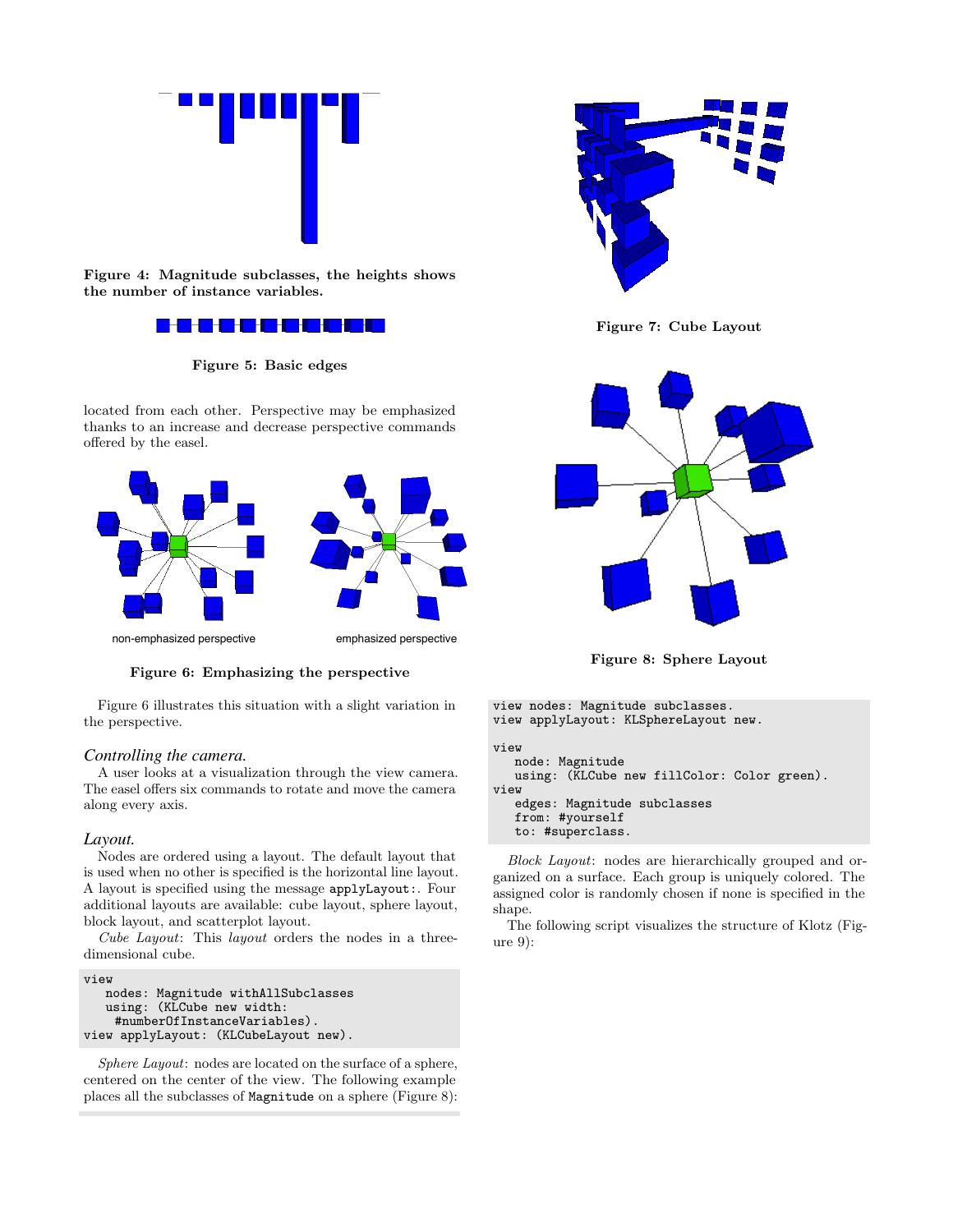**Figure 4: Magnitude subclasses, the heights shows the number of instance variables.**

**Figure 5: Basic edges**

located from each other. Perspective may be emphasized thanks to an increase and decrease perspective commands offered by the easel.

non-emphasized perspective

emphasized perspective

**Figure 6: Emphasizing the perspective**

Figure 6 illustrates this situation with a slight variation in the perspective.

### *Controlling the camera.*

A user looks at a visualization through the view camera. The easel offers six commands to rotate and move the camera along every axis.

### *Layout.*

Nodes are ordered using a layout. The default layout that is used when no other is specified is the horizontal line layout. A layout is specified using the message `applyLayout:`. Four additional layouts are available: cube layout, sphere layout, block layout, and scatterplot layout.

*Cube Layout*: This *layout* orders the nodes in a three-dimensional cube.

```
view
   nodes: Magnitude withAllSubclasses
   using: (KLCube new width:
     #numberOfInstanceVariables).
view applyLayout: (KLCubeLayout new).
```

*Sphere Layout*: nodes are located on the surface of a sphere, centered on the center of the view. The following example places all the subclasses of `Magnitude` on a sphere (Figure 8):

**Figure 7: Cube Layout**

**Figure 8: Sphere Layout**

```
view nodes: Magnitude subclasses.
view applyLayout: KLSphereLayout new.

view
   node: Magnitude
   using: (KLCube new fillColor: Color green).
view
   edges: Magnitude subclasses
   from: #yourself
   to: #superclass.
```

*Block Layout*: nodes are hierarchically grouped and organized on a surface. Each group is uniquely colored. The assigned color is randomly chosen if none is specified in the shape.

The following script visualizes the structure of Klotz (Figure 9):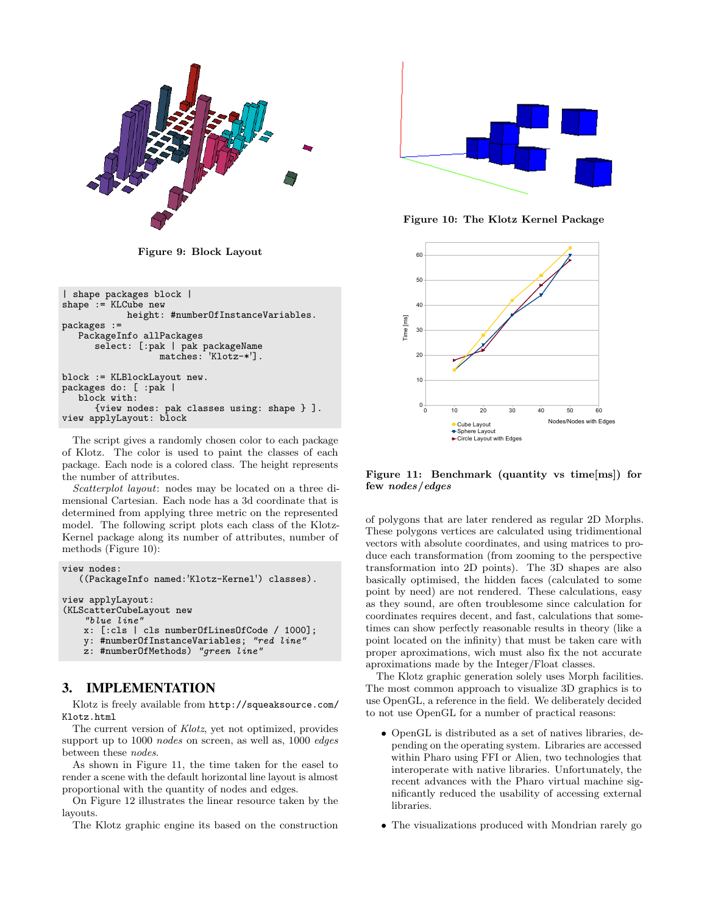Figure 9: Block Layout

```
| shape packages block |
shape := KLCube new
            height: #numberOfInstanceVariables.
packages :=
   PackageInfo allPackages
      select: [:pak | pak packageName
                  matches: 'Klotz-*'].

block := KLBlockLayout new.
packages do: [ :pak |
   block with:
      {view nodes: pak classes using: shape } ].
view applyLayout: block
```

The script gives a randomly chosen color to each package of Klotz. The color is used to paint the classes of each package. Each node is a colored class. The height represents the number of attributes.

*Scatterplot layout*: nodes may be located on a three dimensional Cartesian. Each node has a 3d coordinate that is determined from applying three metric on the represented model. The following script plots each class of the Klotz-Kernel package along its number of attributes, number of methods (Figure 10):

```
view nodes:
   ((PackageInfo named:'Klotz-Kernel') classes).

view applyLayout:
(KLScatterCubeLayout new
    "blue line"
    x: [:cls | cls numberOfLinesOfCode / 1000];
    y: #numberOfInstanceVariables; "red line"
    z: #numberOfMethods) "green line"
```

## 3. IMPLEMENTATION

Klotz is freely available from http://squeaksource.com/Klotz.html

The current version of *Klotz*, yet not optimized, provides support up to 1000 *nodes* on screen, as well as, 1000 *edges* between these *nodes*.

As shown in Figure 11, the time taken for the easel to render a scene with the default horizontal line layout is almost proportional with the quantity of nodes and edges.

On Figure 12 illustrates the linear resource taken by the layouts.

The Klotz graphic engine its based on the construction of polygons that are later rendered as regular 2D Morphs. These polygons vertices are calculated using tridimentional vectors with absolute coordinates, and using matrices to produce each transformation (from zooming to the perspective transformation into 2D points). The 3D shapes are also basically optimised, the hidden faces (calculated to some point by need) are not rendered. These calculations, easy as they sound, are often troublesome since calculation for coordinates requires decent, and fast, calculations that sometimes can show perfectly reasonable results in theory (like a point located on the infinity) that must be taken care with proper aproximations, wich must also fix the not accurate aproximations made by the Integer/Float classes.

Figure 10: The Klotz Kernel Package

Figure 11: Benchmark (quantity vs time[ms]) for few *nodes/edges*

The Klotz graphic generation solely uses Morph facilities. The most common approach to visualize 3D graphics is to use OpenGL, a reference in the field. We deliberately decided to not use OpenGL for a number of practical reasons:

- OpenGL is distributed as a set of natives libraries, depending on the operating system. Libraries are accessed within Pharo using FFI or Alien, two technologies that interoperate with native libraries. Unfortunately, the recent advances with the Pharo virtual machine significantly reduced the usability of accessing external libraries.
- The visualizations produced with Mondrian rarely go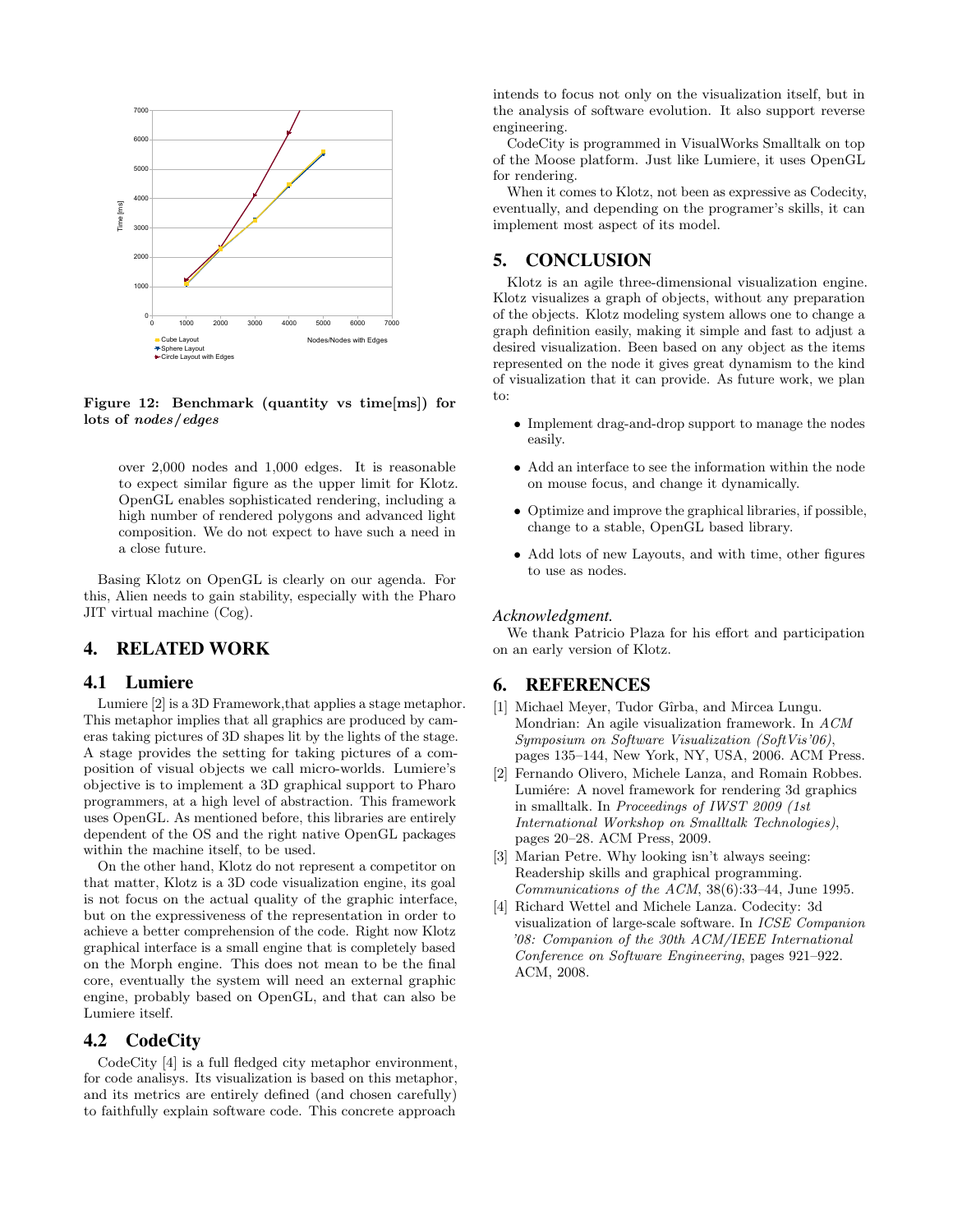7000
6000
5000
4000
3000
2000
1000
0
Time [ms]
0 1000 2000 3000 4000 5000 6000 7000
Nodes/Nodes with Edges
Cube Layout
Sphere Layout
Circle Layout with Edges

**Figure 12: Benchmark (quantity vs time[ms]) for lots of *nodes/edges***

> over 2,000 nodes and 1,000 edges. It is reasonable to expect similar figure as the upper limit for Klotz. OpenGL enables sophisticated rendering, including a high number of rendered polygons and advanced light composition. We do not expect to have such a need in a close future.

Basing Klotz on OpenGL is clearly on our agenda. For this, Alien needs to gain stability, especially with the Pharo JIT virtual machine (Cog).

## 4. RELATED WORK

### 4.1 Lumiere

Lumiere [2] is a 3D Framework,that applies a stage metaphor. This metaphor implies that all graphics are produced by cameras taking pictures of 3D shapes lit by the lights of the stage. A stage provides the setting for taking pictures of a composition of visual objects we call micro-worlds. Lumiere's objective is to implement a 3D graphical support to Pharo programmers, at a high level of abstraction. This framework uses OpenGL. As mentioned before, this libraries are entirely dependent of the OS and the right native OpenGL packages within the machine itself, to be used.

On the other hand, Klotz do not represent a competitor on that matter, Klotz is a 3D code visualization engine, its goal is not focus on the actual quality of the graphic interface, but on the expressiveness of the representation in order to achieve a better comprehension of the code. Right now Klotz graphical interface is a small engine that is completely based on the Morph engine. This does not mean to be the final core, eventually the system will need an external graphic engine, probably based on OpenGL, and that can also be Lumiere itself.

### 4.2 CodeCity

CodeCity [4] is a full fledged city metaphor environment, for code analisys. Its visualization is based on this metaphor, and its metrics are entirely defined (and chosen carefully) to faithfully explain software code. This concrete approach intends to focus not only on the visualization itself, but in the analysis of software evolution. It also support reverse engineering.

CodeCity is programmed in VisualWorks Smalltalk on top of the Moose platform. Just like Lumiere, it uses OpenGL for rendering.

When it comes to Klotz, not been as expressive as Codecity, eventually, and depending on the programer's skills, it can implement most aspect of its model.

## 5. CONCLUSION

Klotz is an agile three-dimensional visualization engine. Klotz visualizes a graph of objects, without any preparation of the objects. Klotz modeling system allows one to change a graph definition easily, making it simple and fast to adjust a desired visualization. Been based on any object as the items represented on the node it gives great dynamism to the kind of visualization that it can provide. As future work, we plan to:

- Implement drag-and-drop support to manage the nodes easily.
- Add an interface to see the information within the node on mouse focus, and change it dynamically.
- Optimize and improve the graphical libraries, if possible, change to a stable, OpenGL based library.
- Add lots of new Layouts, and with time, other figures to use as nodes.

#### *Acknowledgment.*

We thank Patricio Plaza for his effort and participation on an early version of Klotz.

## 6. REFERENCES

[1] Michael Meyer, Tudor Gîrba, and Mircea Lungu. Mondrian: An agile visualization framework. In *ACM Symposium on Software Visualization (SoftVis'06)*, pages 135–144, New York, NY, USA, 2006. ACM Press.

[2] Fernando Olivero, Michele Lanza, and Romain Robbes. Lumiére: A novel framework for rendering 3d graphics in smalltalk. In *Proceedings of IWST 2009 (1st International Workshop on Smalltalk Technologies)*, pages 20–28. ACM Press, 2009.

[3] Marian Petre. Why looking isn't always seeing: Readership skills and graphical programming. *Communications of the ACM*, 38(6):33–44, June 1995.

[4] Richard Wettel and Michele Lanza. Codecity: 3d visualization of large-scale software. In *ICSE Companion '08: Companion of the 30th ACM/IEEE International Conference on Software Engineering*, pages 921–922. ACM, 2008.